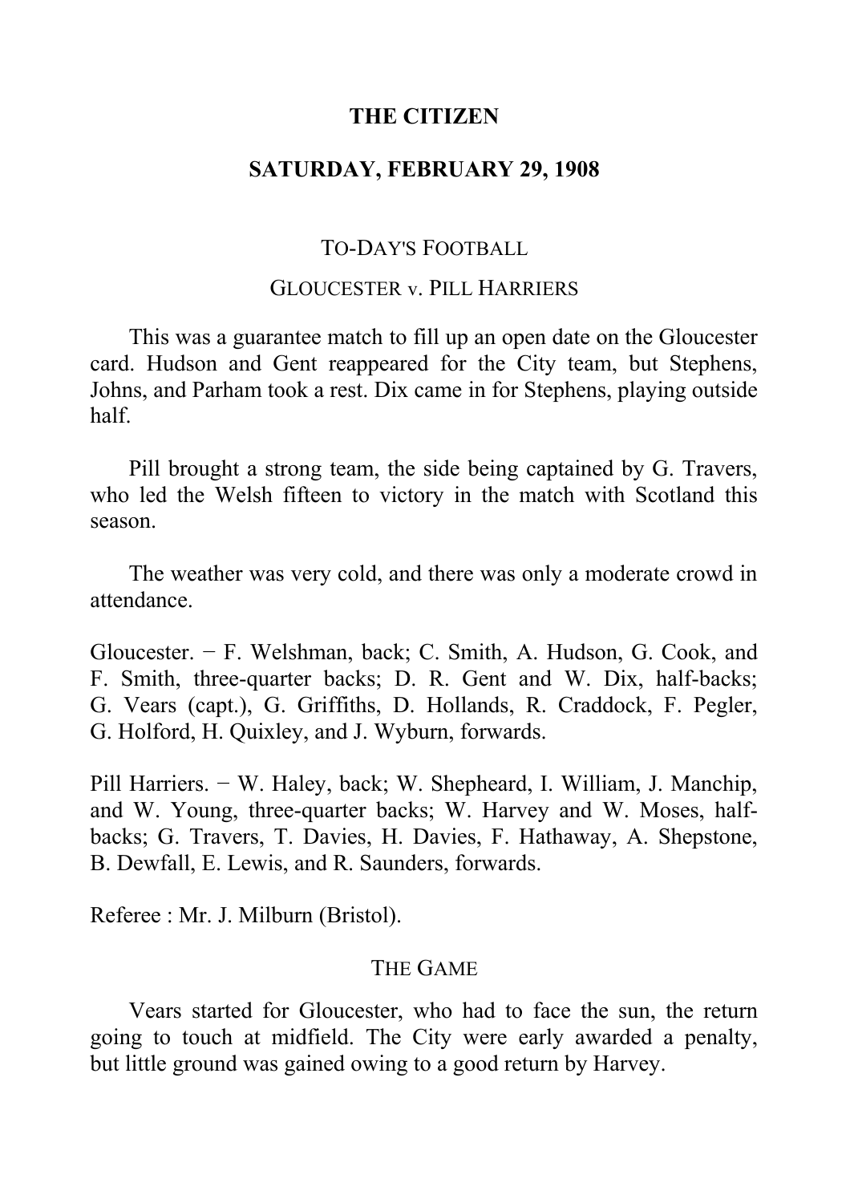# THE CITIZEN

## SATURDAY, FEBRUARY 29, 1908

### TO-DAY'S FOOTBALL

### GLOUCESTER v. PILL HARRIERS

This was a guarantee match to fill up an open date on the Gloucester card. Hudson and Gent reappeared for the City team, but Stephens, Johns, and Parham took a rest. Dix came in for Stephens, playing outside half.

Pill brought a strong team, the side being captained by G. Travers, who led the Welsh fifteen to victory in the match with Scotland this season.

The weather was very cold, and there was only a moderate crowd in attendance.

Gloucester. − F. Welshman, back; C. Smith, A. Hudson, G. Cook, and F. Smith, three-quarter backs; D. R. Gent and W. Dix, half-backs; G. Vears (capt.), G. Griffiths, D. Hollands, R. Craddock, F. Pegler, G. Holford, H. Quixley, and J. Wyburn, forwards.

Pill Harriers. − W. Haley, back; W. Shepheard, I. William, J. Manchip, and W. Young, three-quarter backs; W. Harvey and W. Moses, half-backs; G. Travers, T. Davies, H. Davies, F. Hathaway, A. Shepstone, B. Dewfall, E. Lewis, and R. Saunders, forwards.

Referee : Mr. J. Milburn (Bristol).

### THE GAME

Vears started for Gloucester, who had to face the sun, the return going to touch at midfield. The City were early awarded a penalty, but little ground was gained owing to a good return by Harvey.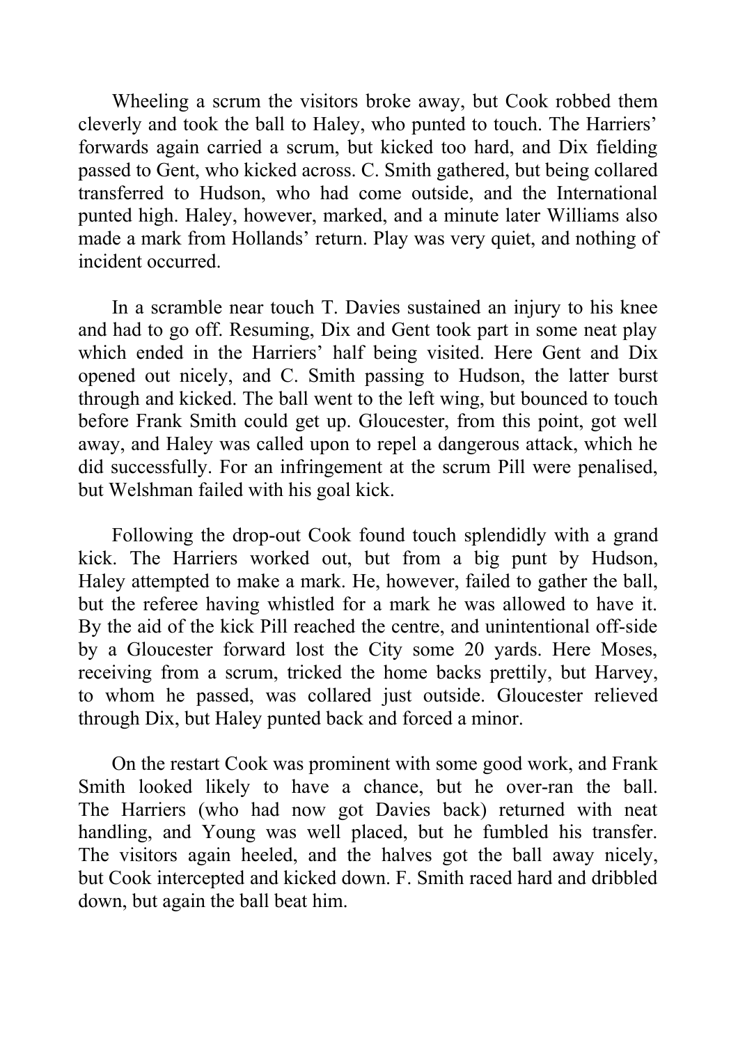Wheeling a scrum the visitors broke away, but Cook robbed them cleverly and took the ball to Haley, who punted to touch. The Harriers' forwards again carried a scrum, but kicked too hard, and Dix fielding passed to Gent, who kicked across. C. Smith gathered, but being collared transferred to Hudson, who had come outside, and the International punted high. Haley, however, marked, and a minute later Williams also made a mark from Hollands' return. Play was very quiet, and nothing of incident occurred.

In a scramble near touch T. Davies sustained an injury to his knee and had to go off. Resuming, Dix and Gent took part in some neat play which ended in the Harriers' half being visited. Here Gent and Dix opened out nicely, and C. Smith passing to Hudson, the latter burst through and kicked. The ball went to the left wing, but bounced to touch before Frank Smith could get up. Gloucester, from this point, got well away, and Haley was called upon to repel a dangerous attack, which he did successfully. For an infringement at the scrum Pill were penalised, but Welshman failed with his goal kick.

Following the drop-out Cook found touch splendidly with a grand kick. The Harriers worked out, but from a big punt by Hudson, Haley attempted to make a mark. He, however, failed to gather the ball, but the referee having whistled for a mark he was allowed to have it. By the aid of the kick Pill reached the centre, and unintentional off-side by a Gloucester forward lost the City some 20 yards. Here Moses, receiving from a scrum, tricked the home backs prettily, but Harvey, to whom he passed, was collared just outside. Gloucester relieved through Dix, but Haley punted back and forced a minor.

On the restart Cook was prominent with some good work, and Frank Smith looked likely to have a chance, but he over-ran the ball. The Harriers (who had now got Davies back) returned with neat handling, and Young was well placed, but he fumbled his transfer. The visitors again heeled, and the halves got the ball away nicely, but Cook intercepted and kicked down. F. Smith raced hard and dribbled down, but again the ball beat him.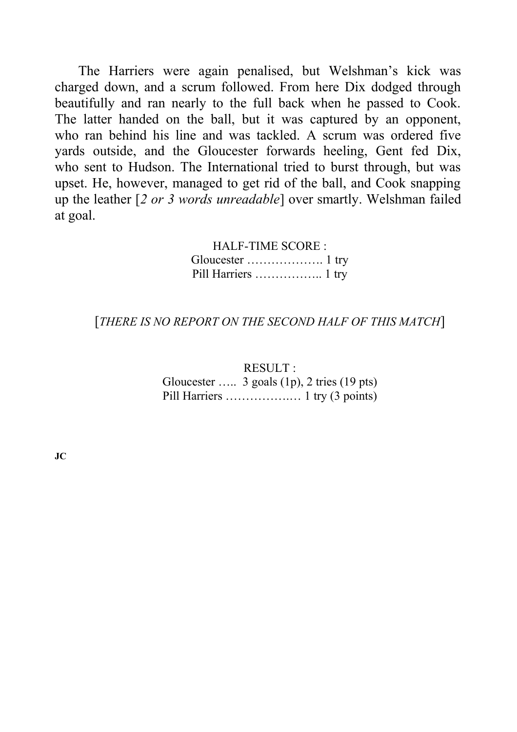The Harriers were again penalised, but Welshman's kick was charged down, and a scrum followed. From here Dix dodged through beautifully and ran nearly to the full back when he passed to Cook. The latter handed on the ball, but it was captured by an opponent, who ran behind his line and was tackled. A scrum was ordered five yards outside, and the Gloucester forwards heeling, Gent fed Dix, who sent to Hudson. The International tried to burst through, but was upset. He, however, managed to get rid of the ball, and Cook snapping up the leather [*2 or 3 words unreadable*] over smartly. Welshman failed at goal.

HALF-TIME SCORE :
Gloucester ………………. 1 try
Pill Harriers …………….. 1 try

[*THERE IS NO REPORT ON THE SECOND HALF OF THIS MATCH*]

RESULT :
Gloucester ….. 3 goals (1p), 2 tries (19 pts)
Pill Harriers …………….… 1 try (3 points)

**JC**